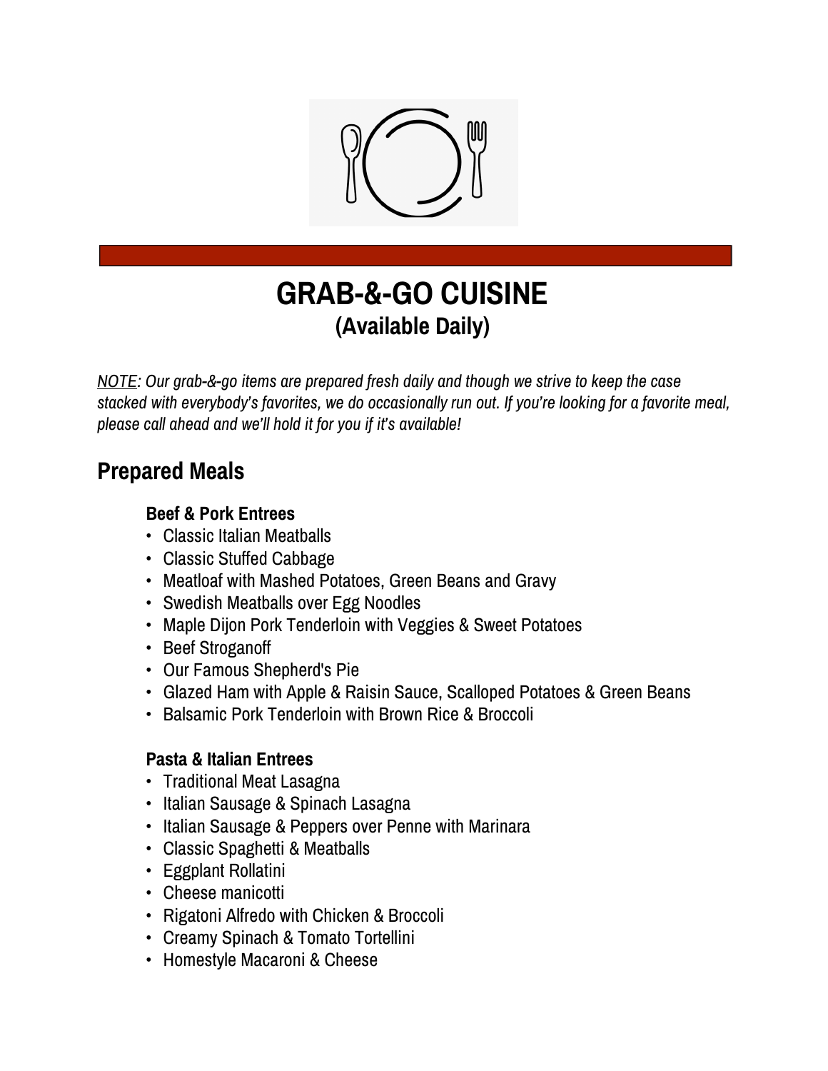# GRAB-&-GO CUISINE
## (Available Daily)

*<u>NOTE</u>: Our grab-&-go items are prepared fresh daily and though we strive to keep the case stacked with everybody's favorites, we do occasionally run out. If you're looking for a favorite meal, please call ahead and we'll hold it for you if it's available!*

## Prepared Meals

### Beef & Pork Entrees

- Classic Italian Meatballs
- Classic Stuffed Cabbage
- Meatloaf with Mashed Potatoes, Green Beans and Gravy
- Swedish Meatballs over Egg Noodles
- Maple Dijon Pork Tenderloin with Veggies & Sweet Potatoes
- Beef Stroganoff
- Our Famous Shepherd's Pie
- Glazed Ham with Apple & Raisin Sauce, Scalloped Potatoes & Green Beans
- Balsamic Pork Tenderloin with Brown Rice & Broccoli

### Pasta & Italian Entrees

- Traditional Meat Lasagna
- Italian Sausage & Spinach Lasagna
- Italian Sausage & Peppers over Penne with Marinara
- Classic Spaghetti & Meatballs
- Eggplant Rollatini
- Cheese manicotti
- Rigatoni Alfredo with Chicken & Broccoli
- Creamy Spinach & Tomato Tortellini
- Homestyle Macaroni & Cheese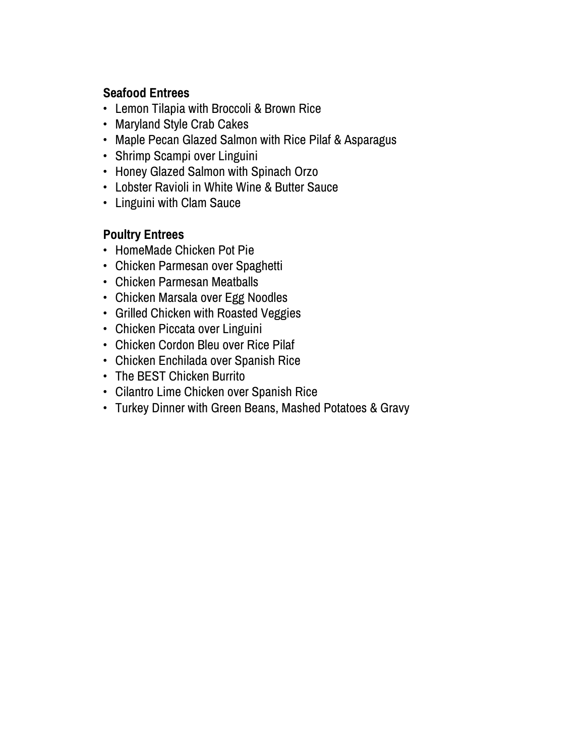**Seafood Entrees**

- Lemon Tilapia with Broccoli & Brown Rice
- Maryland Style Crab Cakes
- Maple Pecan Glazed Salmon with Rice Pilaf & Asparagus
- Shrimp Scampi over Linguini
- Honey Glazed Salmon with Spinach Orzo
- Lobster Ravioli in White Wine & Butter Sauce
- Linguini with Clam Sauce

**Poultry Entrees**

- HomeMade Chicken Pot Pie
- Chicken Parmesan over Spaghetti
- Chicken Parmesan Meatballs
- Chicken Marsala over Egg Noodles
- Grilled Chicken with Roasted Veggies
- Chicken Piccata over Linguini
- Chicken Cordon Bleu over Rice Pilaf
- Chicken Enchilada over Spanish Rice
- The BEST Chicken Burrito
- Cilantro Lime Chicken over Spanish Rice
- Turkey Dinner with Green Beans, Mashed Potatoes & Gravy